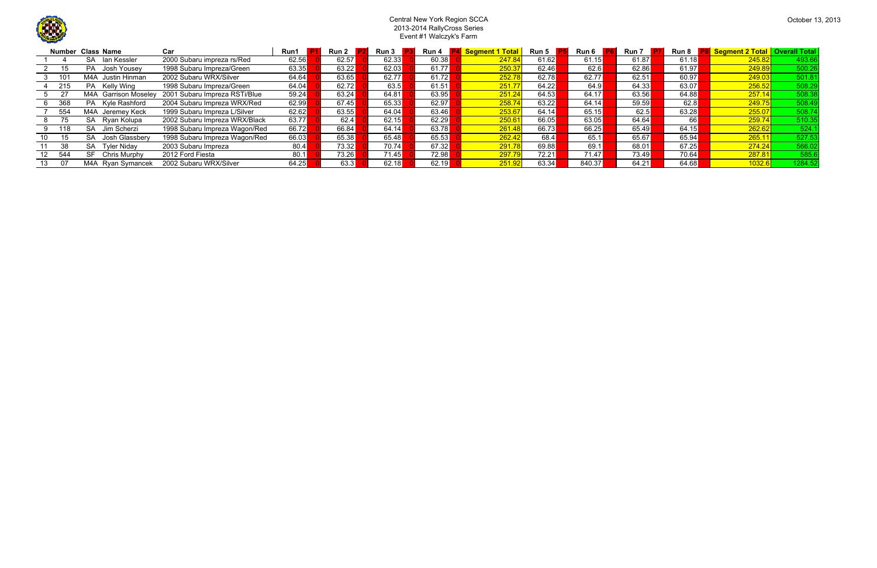Central New York Region SCCA
2013-2014 RallyCross Series
Event #1 Walczyk's Farm

October 13, 2013

| | Number | Class | Name | Car | Run1 | P1 | Run 2 | P2 | Run 3 | P3 | Run 4 | P4 | Segment 1 Total | Run 5 | P5 | Run 6 | P6 | Run 7 | P7 | Run 8 | P8 | Segment 2 Total | Overall Total |
|---|---|---|---|---|---|---|---|---|---|---|---|---|---|---|---|---|---|---|---|---|---|---|---|
| 1 | 4 | SA | Ian Kessler | 2000 Subaru impreza rs/Red | 62.56 | 0 | 62.57 | 0 | 62.33 | 0 | 60.38 | 0 | 247.84 | 61.62 | | 61.15 | | 61.87 | | 61.18 | | 245.82 | 493.66 |
| 2 | 15 | PA | Josh Yousey | 1998 Subaru Impreza/Green | 63.35 | 0 | 63.22 | 0 | 62.03 | 0 | 61.77 | 0 | 250.37 | 62.46 | | 62.6 | | 62.86 | | 61.97 | | 249.89 | 500.26 |
| 3 | 101 | M4A | Justin Hinman | 2002 Subaru WRX/Silver | 64.64 | 0 | 63.65 | 0 | 62.77 | 0 | 61.72 | 0 | 252.78 | 62.78 | | 62.77 | | 62.51 | | 60.97 | | 249.03 | 501.81 |
| 4 | 215 | PA | Kelly Wing | 1998 Subaru Impreza/Green | 64.04 | 0 | 62.72 | 0 | 63.5 | 0 | 61.51 | 0 | 251.77 | 64.22 | | 64.9 | | 64.33 | | 63.07 | | 256.52 | 508.29 |
| 5 | 27 | M4A | Garrison Moseley | 2001 Subaru Impreza RSTi/Blue | 59.24 | 0 | 63.24 | 0 | 64.81 | 0 | 63.95 | 0 | 251.24 | 64.53 | | 64.17 | | 63.56 | | 64.88 | | 257.14 | 508.38 |
| 6 | 368 | PA | Kyle Rashford | 2004 Subaru Impreza WRX/Red | 62.99 | 0 | 67.45 | 0 | 65.33 | 0 | 62.97 | 0 | 258.74 | 63.22 | | 64.14 | | 59.59 | | 62.8 | | 249.75 | 508.49 |
| 7 | 554 | M4A | Jeremey Keck | 1999 Subaru Impreza L/Silver | 62.62 | 0 | 63.55 | 0 | 64.04 | 0 | 63.46 | 0 | 253.67 | 64.14 | | 65.15 | | 62.5 | | 63.28 | | 255.07 | 508.74 |
| 8 | 75 | SA | Ryan Kolupa | 2002 Subaru Impreza WRX/Black | 63.77 | 0 | 62.4 | 0 | 62.15 | 0 | 62.29 | 0 | 250.61 | 66.05 | | 63.05 | | 64.64 | | 66 | | 259.74 | 510.35 |
| 9 | 118 | SA | Jim Scherzi | 1998 Subaru Impreza Wagon/Red | 66.72 | 0 | 66.84 | 0 | 64.14 | 0 | 63.78 | 0 | 261.48 | 66.73 | | 66.25 | | 65.49 | | 64.15 | | 262.62 | 524.1 |
| 10 | 15 | SA | Josh Glassbery | 1998 Subaru Impreza Wagon/Red | 66.03 | 0 | 65.38 | 0 | 65.48 | 0 | 65.53 | 0 | 262.42 | 68.4 | | 65.1 | | 65.67 | | 65.94 | | 265.11 | 527.53 |
| 11 | 38 | SA | Tyler Niday | 2003 Subaru Impreza | 80.4 | 0 | 73.32 | 0 | 70.74 | 0 | 67.32 | 0 | 291.78 | 69.88 | | 69.1 | | 68.01 | | 67.25 | | 274.24 | 566.02 |
| 12 | 544 | SF | Chris Murphy | 2012 Ford Fiesta | 80.1 | 0 | 73.26 | 0 | 71.45 | 0 | 72.98 | 0 | 297.79 | 72.21 | | 71.47 | | 73.49 | | 70.64 | | 287.81 | 585.6 |
| 13 | 07 | M4A | Ryan Symancek | 2002 Subaru WRX/Silver | 64.25 | 0 | 63.3 | 0 | 62.18 | 0 | 62.19 | 0 | 251.92 | 63.34 | | 840.37 | | 64.21 | | 64.68 | | 1032.6 | 1284.52 |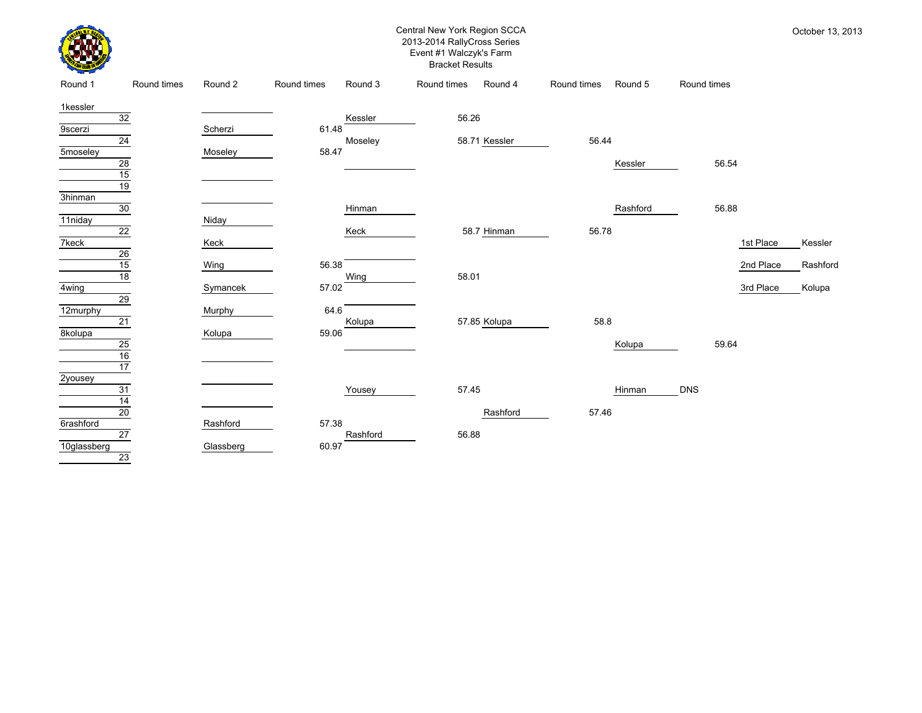Central New York Region SCCA
2013-2014 RallyCross Series
Event #1 Walczyk's Farm
Bracket Results

October 13, 2013

| Round 1 | Round times | Round 2 | Round times | Round 3 | Round times | Round 4 | Round times | Round 5 | Round times | | |
|---|---|---|---|---|---|---|---|---|---|---|---|
| 1kessler | | | | | | | | | | | |
| 32 | | | | Kessler | 56.26 | | | | | | |
| 9scerzi | | Scherzi | 61.48 | | | | | | | | |
| 24 | | | | Moseley | 58.71 | Kessler | 56.44 | | | | |
| 5moseley | | Moseley | 58.47 | | | | | | | | |
| 28 | | | | | | | | Kessler | 56.54 | | |
| 15 | | | | | | | | | | | |
| 19 | | | | | | | | | | | |
| 3hinman | | | | | | | | | | | |
| 30 | | | | Hinman | | | | Rashford | 56.88 | | |
| 11niday | | Niday | | | | | | | | | |
| 22 | | | | Keck | 58.7 | Hinman | 56.78 | | | | |
| 7keck | | Keck | | | | | | | | 1st Place | Kessler |
| 26 | | | | | | | | | | | |
| 15 | | Wing | 56.38 | | | | | | | 2nd Place | Rashford |
| 18 | | | | Wing | 58.01 | | | | | | |
| 4wing | | Symancek | 57.02 | | | | | | | 3rd Place | Kolupa |
| 29 | | | | | | | | | | | |
| 12murphy | | Murphy | 64.6 | | | | | | | | |
| 21 | | | | Kolupa | 57.85 | Kolupa | 58.8 | | | | |
| 8kolupa | | Kolupa | 59.06 | | | | | | | | |
| 25 | | | | | | | | Kolupa | 59.64 | | |
| 16 | | | | | | | | | | | |
| 17 | | | | | | | | | | | |
| 2yousey | | | | | | | | | | | |
| 31 | | | | Yousey | 57.45 | | | Hinman | DNS | | |
| 14 | | | | | | | | | | | |
| 20 | | | | | | Rashford | 57.46 | | | | |
| 6rashford | | Rashford | 57.38 | | | | | | | | |
| 27 | | | | Rashford | 56.88 | | | | | | |
| 10glassberg | | Glassberg | 60.97 | | | | | | | | |
| 23 | | | | | | | | | | | |